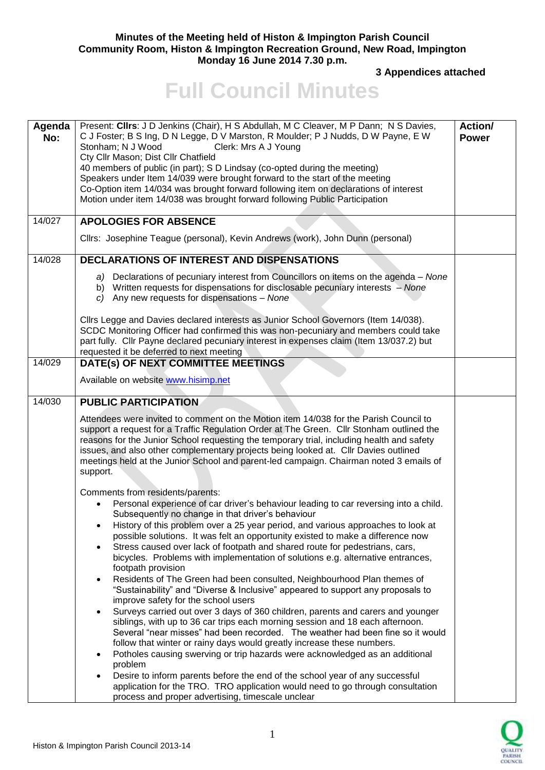**Minutes of the Meeting held of Histon & Impington Parish Council Community Room, Histon & Impington Recreation Ground, New Road, Impington Monday 16 June 2014 7.30 p.m.**

**3 Appendices attached**

# Full Council Minutes

| Agenda No: | Present: **Cllrs**: J D Jenkins (Chair), H S Abdullah, M C Cleaver, M P Dann; N S Davies, C J Foster; B S Ing, D N Legge, D V Marston, R Moulder; P J Nudds, D W Payne, E W Stonham; N J Wood Clerk: Mrs A J Young<br>Cty Cllr Mason; Dist Cllr Chatfield<br>40 members of public (in part); S D Lindsay (co-opted during the meeting)<br>Speakers under Item 14/039 were brought forward to the start of the meeting<br>Co-Option item 14/034 was brought forward following item on declarations of interest<br>Motion under item 14/038 was brought forward following Public Participation | **Action/ Power** |
|---|---|---|
| 14/027 | **APOLOGIES FOR ABSENCE**<br><br>Cllrs: Josephine Teague (personal), Kevin Andrews (work), John Dunn (personal) | |
| 14/028 | **DECLARATIONS OF INTEREST AND DISPENSATIONS**<br><br>*a) Declarations of pecuniary interest from Councillors on items on the agenda – None*<br>b) Written requests for dispensations for disclosable pecuniary interests – *None*<br>*c) Any new requests for dispensations – None*<br><br>Cllrs Legge and Davies declared interests as Junior School Governors (Item 14/038). SCDC Monitoring Officer had confirmed this was non-pecuniary and members could take part fully. Cllr Payne declared pecuniary interest in expenses claim (Item 13/037.2) but requested it be deferred to next meeting | |
| 14/029 | **DATE(s) OF NEXT COMMITTEE MEETINGS**<br><br>Available on website www.hisimp.net | |
| 14/030 | **PUBLIC PARTICIPATION**<br><br>Attendees were invited to comment on the Motion item 14/038 for the Parish Council to support a request for a Traffic Regulation Order at The Green. Cllr Stonham outlined the reasons for the Junior School requesting the temporary trial, including health and safety issues, and also other complementary projects being looked at. Cllr Davies outlined meetings held at the Junior School and parent-led campaign. Chairman noted 3 emails of support.<br><br>Comments from residents/parents:<br>• Personal experience of car driver's behaviour leading to car reversing into a child. Subsequently no change in that driver's behaviour<br>• History of this problem over a 25 year period, and various approaches to look at possible solutions. It was felt an opportunity existed to make a difference now<br>• Stress caused over lack of footpath and shared route for pedestrians, cars, bicycles. Problems with implementation of solutions e.g. alternative entrances, footpath provision<br>• Residents of The Green had been consulted, Neighbourhood Plan themes of "Sustainability" and "Diverse & Inclusive" appeared to support any proposals to improve safety for the school users<br>• Surveys carried out over 3 days of 360 children, parents and carers and younger siblings, with up to 36 car trips each morning session and 18 each afternoon. Several "near misses" had been recorded. The weather had been fine so it would follow that winter or rainy days would greatly increase these numbers.<br>• Potholes causing swerving or trip hazards were acknowledged as an additional problem<br>• Desire to inform parents before the end of the school year of any successful application for the TRO. TRO application would need to go through consultation process and proper advertising, timescale unclear | |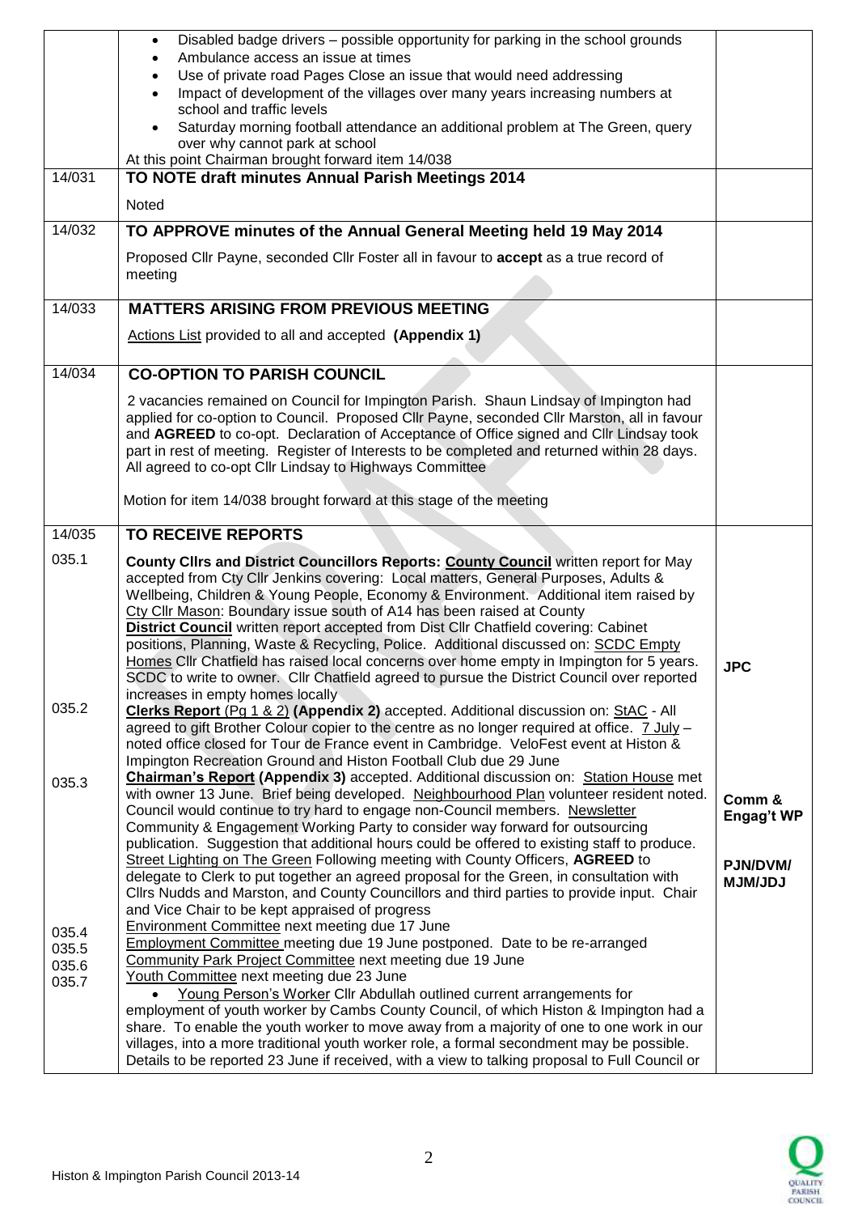| | | |
|---|---|---|
| | • Disabled badge drivers – possible opportunity for parking in the school grounds<br>• Ambulance access an issue at times<br>• Use of private road Pages Close an issue that would need addressing<br>• Impact of development of the villages over many years increasing numbers at school and traffic levels<br>• Saturday morning football attendance an additional problem at The Green, query over why cannot park at school<br>At this point Chairman brought forward item 14/038 | |
| 14/031 | **TO NOTE draft minutes Annual Parish Meetings 2014**<br><br>Noted | |
| 14/032 | **TO APPROVE minutes of the Annual General Meeting held 19 May 2014**<br><br>Proposed Cllr Payne, seconded Cllr Foster all in favour to **accept** as a true record of meeting | |
| 14/033 | **MATTERS ARISING FROM PREVIOUS MEETING**<br><br>Actions List provided to all and accepted **(Appendix 1)** | |
| 14/034 | **CO-OPTION TO PARISH COUNCIL**<br><br>2 vacancies remained on Council for Impington Parish. Shaun Lindsay of Impington had applied for co-option to Council. Proposed Cllr Payne, seconded Cllr Marston, all in favour and **AGREED** to co-opt. Declaration of Acceptance of Office signed and Cllr Lindsay took part in rest of meeting. Register of Interests to be completed and returned within 28 days. All agreed to co-opt Cllr Lindsay to Highways Committee<br><br>Motion for item 14/038 brought forward at this stage of the meeting | |
| 14/035 | **TO RECEIVE REPORTS** | |
| 035.1 | **County Cllrs and District Councillors Reports: County Council** written report for May accepted from Cty Cllr Jenkins covering: Local matters, General Purposes, Adults & Wellbeing, Children & Young People, Economy & Environment. Additional item raised by Cty Cllr Mason: Boundary issue south of A14 has been raised at County<br>**District Council** written report accepted from Dist Cllr Chatfield covering: Cabinet positions, Planning, Waste & Recycling, Police. Additional discussed on: SCDC Empty Homes Cllr Chatfield has raised local concerns over home empty in Impington for 5 years. SCDC to write to owner. Cllr Chatfield agreed to pursue the District Council over reported increases in empty homes locally | **JPC** |
| 035.2 | **Clerks Report** (Pg 1 & 2) **(Appendix 2)** accepted. Additional discussion on: StAC - All agreed to gift Brother Colour copier to the centre as no longer required at office. 7 July – noted office closed for Tour de France event in Cambridge. VeloFest event at Histon & Impington Recreation Ground and Histon Football Club due 29 June | |
| 035.3 | **Chairman's Report (Appendix 3)** accepted. Additional discussion on: Station House met with owner 13 June. Brief being developed. Neighbourhood Plan volunteer resident noted. Council would continue to try hard to engage non-Council members. Newsletter Community & Engagement Working Party to consider way forward for outsourcing publication. Suggestion that additional hours could be offered to existing staff to produce.<br>Street Lighting on The Green Following meeting with County Officers, **AGREED** to delegate to Clerk to put together an agreed proposal for the Green, in consultation with Cllrs Nudds and Marston, and County Councillors and third parties to provide input. Chair and Vice Chair to be kept appraised of progress | **Comm & Engag't WP**<br><br>**PJN/DVM/ MJM/JDJ** |
| 035.4 | Environment Committee next meeting due 17 June | |
| 035.5 | Employment Committee meeting due 19 June postponed. Date to be re-arranged | |
| 035.6 | Community Park Project Committee next meeting due 19 June | |
| 035.7 | Youth Committee next meeting due 23 June<br>• Young Person's Worker Cllr Abdullah outlined current arrangements for employment of youth worker by Cambs County Council, of which Histon & Impington had a share. To enable the youth worker to move away from a majority of one to one work in our villages, into a more traditional youth worker role, a formal secondment may be possible. Details to be reported 23 June if received, with a view to talking proposal to Full Council or | |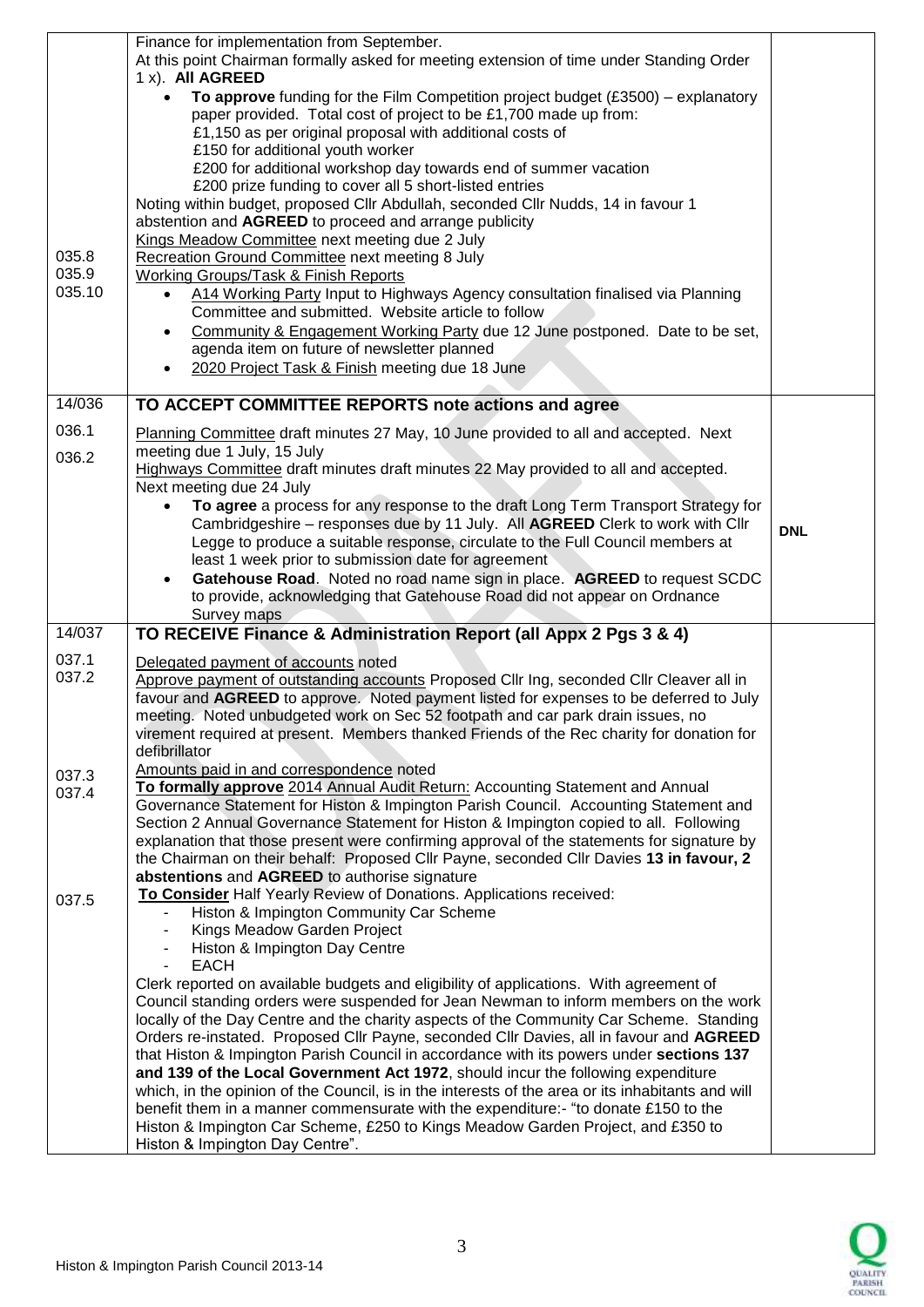| | | |
|---|---|---|
| | Finance for implementation from September.<br>At this point Chairman formally asked for meeting extension of time under Standing Order 1 x). **All AGREED**<br>• **To approve** funding for the Film Competition project budget (£3500) – explanatory paper provided. Total cost of project to be £1,700 made up from:<br>£1,150 as per original proposal with additional costs of<br>£150 for additional youth worker<br>£200 for additional workshop day towards end of summer vacation<br>£200 prize funding to cover all 5 short-listed entries<br>Noting within budget, proposed Cllr Abdullah, seconded Cllr Nudds, 14 in favour 1 abstention and **AGREED** to proceed and arrange publicity | |
| 035.8 | Kings Meadow Committee next meeting due 2 July | |
| 035.9 | Recreation Ground Committee next meeting 8 July | |
| 035.10 | Working Groups/Task & Finish Reports<br>• A14 Working Party Input to Highways Agency consultation finalised via Planning Committee and submitted. Website article to follow<br>• Community & Engagement Working Party due 12 June postponed. Date to be set, agenda item on future of newsletter planned<br>• 2020 Project Task & Finish meeting due 18 June | |
| 14/036 | **TO ACCEPT COMMITTEE REPORTS note actions and agree** | |
| 036.1 | Planning Committee draft minutes 27 May, 10 June provided to all and accepted. Next meeting due 1 July, 15 July | |
| 036.2 | Highways Committee draft minutes draft minutes 22 May provided to all and accepted. Next meeting due 24 July<br>• **To agree** a process for any response to the draft Long Term Transport Strategy for Cambridgeshire – responses due by 11 July. All **AGREED** Clerk to work with Cllr Legge to produce a suitable response, circulate to the Full Council members at least 1 week prior to submission date for agreement<br>• **Gatehouse Road**. Noted no road name sign in place. **AGREED** to request SCDC to provide, acknowledging that Gatehouse Road did not appear on Ordnance Survey maps | **DNL** |
| 14/037 | **TO RECEIVE Finance & Administration Report (all Appx 2 Pgs 3 & 4)** | |
| 037.1 | Delegated payment of accounts noted | |
| 037.2 | Approve payment of outstanding accounts Proposed Cllr Ing, seconded Cllr Cleaver all in favour and **AGREED** to approve. Noted payment listed for expenses to be deferred to July meeting. Noted unbudgeted work on Sec 52 footpath and car park drain issues, no virement required at present. Members thanked Friends of the Rec charity for donation for defibrillator | |
| 037.3 | Amounts paid in and correspondence noted | |
| 037.4 | **To formally approve** 2014 Annual Audit Return: Accounting Statement and Annual Governance Statement for Histon & Impington Parish Council. Accounting Statement and Section 2 Annual Governance Statement for Histon & Impington copied to all. Following explanation that those present were confirming approval of the statements for signature by the Chairman on their behalf: Proposed Cllr Payne, seconded Cllr Davies **13 in favour, 2 abstentions** and **AGREED** to authorise signature | |
| 037.5 | **To Consider** Half Yearly Review of Donations. Applications received:<br>- Histon & Impington Community Car Scheme<br>- Kings Meadow Garden Project<br>- Histon & Impington Day Centre<br>- EACH<br>Clerk reported on available budgets and eligibility of applications. With agreement of Council standing orders were suspended for Jean Newman to inform members on the work locally of the Day Centre and the charity aspects of the Community Car Scheme. Standing Orders re-instated. Proposed Cllr Payne, seconded Cllr Davies, all in favour and **AGREED** that Histon & Impington Parish Council in accordance with its powers under **sections 137 and 139 of the Local Government Act 1972**, should incur the following expenditure which, in the opinion of the Council, is in the interests of the area or its inhabitants and will benefit them in a manner commensurate with the expenditure:- "to donate £150 to the Histon & Impington Car Scheme, £250 to Kings Meadow Garden Project, and £350 to Histon & Impington Day Centre". | |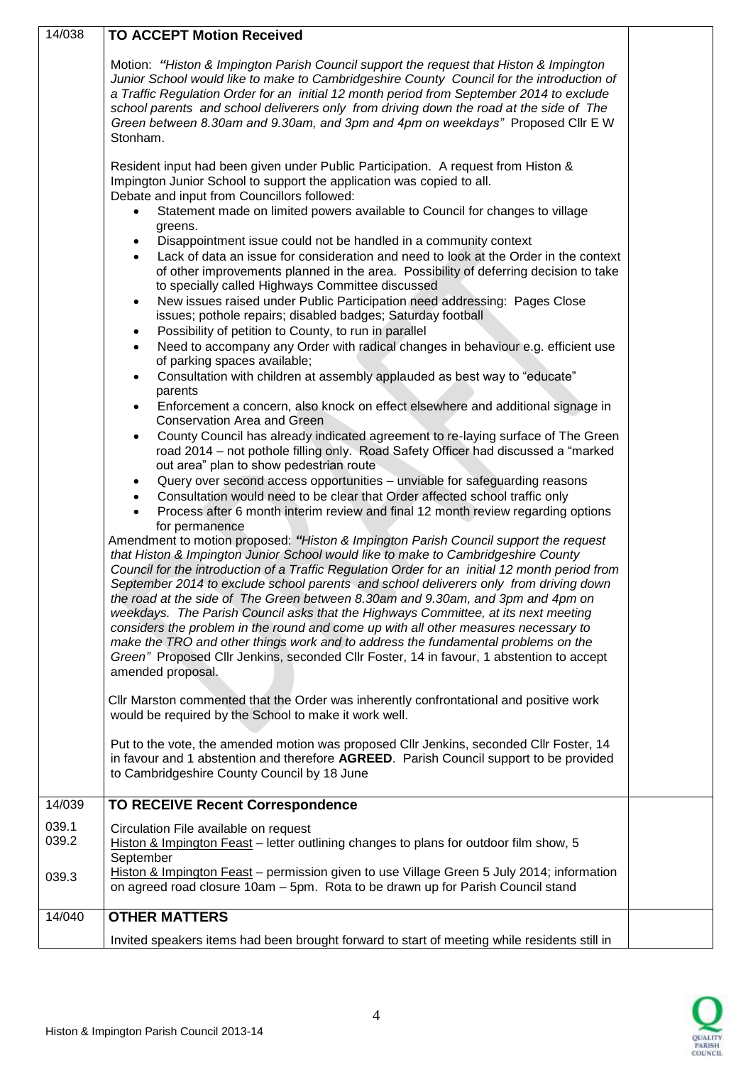| | | |
|---|---|---|
| 14/038 | **TO ACCEPT Motion Received**<br><br>Motion: ***"Histon & Impington Parish Council support the request that Histon & Impington Junior School would like to make to Cambridgeshire County Council for the introduction of a Traffic Regulation Order for an initial 12 month period from September 2014 to exclude school parents and school deliverers only from driving down the road at the side of The Green between 8.30am and 9.30am, and 3pm and 4pm on weekdays"*** Proposed Cllr E W Stonham.<br><br>Resident input had been given under Public Participation. A request from Histon & Impington Junior School to support the application was copied to all.<br>Debate and input from Councillors followed:<br>• Statement made on limited powers available to Council for changes to village greens.<br>• Disappointment issue could not be handled in a community context<br>• Lack of data an issue for consideration and need to look at the Order in the context of other improvements planned in the area. Possibility of deferring decision to take to specially called Highways Committee discussed<br>• New issues raised under Public Participation need addressing: Pages Close issues; pothole repairs; disabled badges; Saturday football<br>• Possibility of petition to County, to run in parallel<br>• Need to accompany any Order with radical changes in behaviour e.g. efficient use of parking spaces available;<br>• Consultation with children at assembly applauded as best way to "educate" parents<br>• Enforcement a concern, also knock on effect elsewhere and additional signage in Conservation Area and Green<br>• County Council has already indicated agreement to re-laying surface of The Green road 2014 – not pothole filling only. Road Safety Officer had discussed a "marked out area" plan to show pedestrian route<br>• Query over second access opportunities – unviable for safeguarding reasons<br>• Consultation would need to be clear that Order affected school traffic only<br>• Process after 6 month interim review and final 12 month review regarding options for permanence<br>Amendment to motion proposed: ***"Histon & Impington Parish Council support the request that Histon & Impington Junior School would like to make to Cambridgeshire County Council for the introduction of a Traffic Regulation Order for an initial 12 month period from September 2014 to exclude school parents and school deliverers only from driving down the road at the side of The Green between 8.30am and 9.30am, and 3pm and 4pm on weekdays. The Parish Council asks that the Highways Committee, at its next meeting considers the problem in the round and come up with all other measures necessary to make the TRO and other things work and to address the fundamental problems on the Green"*** Proposed Cllr Jenkins, seconded Cllr Foster, 14 in favour, 1 abstention to accept amended proposal.<br><br>Cllr Marston commented that the Order was inherently confrontational and positive work would be required by the School to make it work well.<br><br>Put to the vote, the amended motion was proposed Cllr Jenkins, seconded Cllr Foster, 14 in favour and 1 abstention and therefore **AGREED**. Parish Council support to be provided to Cambridgeshire County Council by 18 June | |
| 14/039 | **TO RECEIVE Recent Correspondence** | |
| 039.1 | Circulation File available on request | |
| 039.2 | Histon & Impington Feast – letter outlining changes to plans for outdoor film show, 5 September | |
| 039.3 | Histon & Impington Feast – permission given to use Village Green 5 July 2014; information on agreed road closure 10am – 5pm. Rota to be drawn up for Parish Council stand | |
| 14/040 | **OTHER MATTERS**<br><br>Invited speakers items had been brought forward to start of meeting while residents still in | |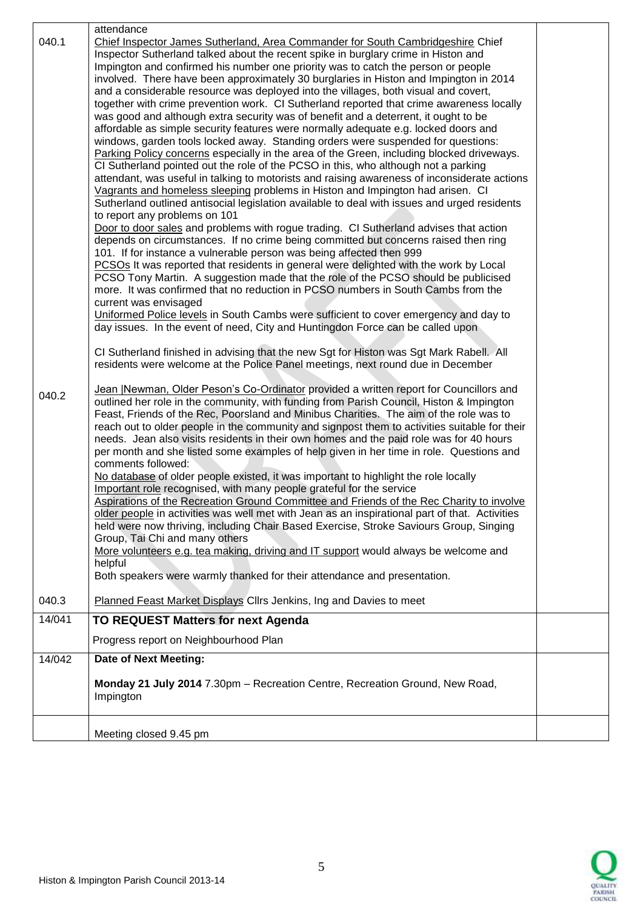| | | |
|---|---|---|
| | attendance | |
| 040.1 | Chief Inspector James Sutherland, Area Commander for South Cambridgeshire Chief Inspector Sutherland talked about the recent spike in burglary crime in Histon and Impington and confirmed his number one priority was to catch the person or people involved. There have been approximately 30 burglaries in Histon and Impington in 2014 and a considerable resource was deployed into the villages, both visual and covert, together with crime prevention work. CI Sutherland reported that crime awareness locally was good and although extra security was of benefit and a deterrent, it ought to be affordable as simple security features were normally adequate e.g. locked doors and windows, garden tools locked away. Standing orders were suspended for questions:<br>Parking Policy concerns especially in the area of the Green, including blocked driveways. CI Sutherland pointed out the role of the PCSO in this, who although not a parking attendant, was useful in talking to motorists and raising awareness of inconsiderate actions<br>Vagrants and homeless sleeping problems in Histon and Impington had arisen. CI Sutherland outlined antisocial legislation available to deal with issues and urged residents to report any problems on 101<br>Door to door sales and problems with rogue trading. CI Sutherland advises that action depends on circumstances. If no crime being committed but concerns raised then ring 101. If for instance a vulnerable person was being affected then 999<br>PCSOs It was reported that residents in general were delighted with the work by Local PCSO Tony Martin. A suggestion made that the role of the PCSO should be publicised more. It was confirmed that no reduction in PCSO numbers in South Cambs from the current was envisaged<br>Uniformed Police levels in South Cambs were sufficient to cover emergency and day to day issues. In the event of need, City and Huntingdon Force can be called upon<br><br>CI Sutherland finished in advising that the new Sgt for Histon was Sgt Mark Rabell. All residents were welcome at the Police Panel meetings, next round due in December | |
| 040.2 | Jean \|Newman, Older Peson's Co-Ordinator provided a written report for Councillors and outlined her role in the community, with funding from Parish Council, Histon & Impington Feast, Friends of the Rec, Poorsland and Minibus Charities. The aim of the role was to reach out to older people in the community and signpost them to activities suitable for their needs. Jean also visits residents in their own homes and the paid role was for 40 hours per month and she listed some examples of help given in her time in role. Questions and comments followed:<br>No database of older people existed, it was important to highlight the role locally<br>Important role recognised, with many people grateful for the service<br>Aspirations of the Recreation Ground Committee and Friends of the Rec Charity to involve older people in activities was well met with Jean as an inspirational part of that. Activities held were now thriving, including Chair Based Exercise, Stroke Saviours Group, Singing Group, Tai Chi and many others<br>More volunteers e.g. tea making, driving and IT support would always be welcome and helpful<br>Both speakers were warmly thanked for their attendance and presentation. | |
| 040.3 | Planned Feast Market Displays Cllrs Jenkins, Ing and Davies to meet | |
| 14/041 | **TO REQUEST Matters for next Agenda**<br>Progress report on Neighbourhood Plan | |
| 14/042 | **Date of Next Meeting:**<br><br>**Monday 21 July 2014** 7.30pm – Recreation Centre, Recreation Ground, New Road, Impington | |
| | Meeting closed 9.45 pm | |